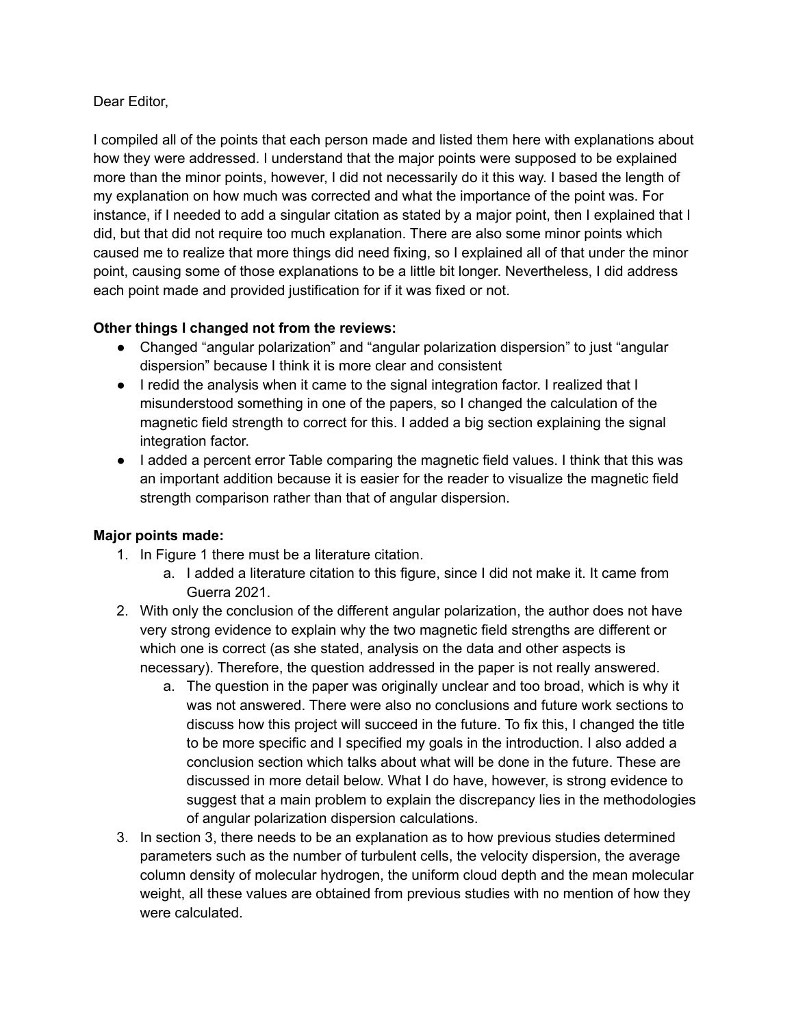Dear Editor,

I compiled all of the points that each person made and listed them here with explanations about how they were addressed. I understand that the major points were supposed to be explained more than the minor points, however, I did not necessarily do it this way. I based the length of my explanation on how much was corrected and what the importance of the point was. For instance, if I needed to add a singular citation as stated by a major point, then I explained that I did, but that did not require too much explanation. There are also some minor points which caused me to realize that more things did need fixing, so I explained all of that under the minor point, causing some of those explanations to be a little bit longer. Nevertheless, I did address each point made and provided justification for if it was fixed or not.

**Other things I changed not from the reviews:**

- Changed "angular polarization" and "angular polarization dispersion" to just "angular dispersion" because I think it is more clear and consistent
- I redid the analysis when it came to the signal integration factor. I realized that I misunderstood something in one of the papers, so I changed the calculation of the magnetic field strength to correct for this. I added a big section explaining the signal integration factor.
- I added a percent error Table comparing the magnetic field values. I think that this was an important addition because it is easier for the reader to visualize the magnetic field strength comparison rather than that of angular dispersion.

**Major points made:**

1. In Figure 1 there must be a literature citation.
   a. I added a literature citation to this figure, since I did not make it. It came from Guerra 2021.
2. With only the conclusion of the different angular polarization, the author does not have very strong evidence to explain why the two magnetic field strengths are different or which one is correct (as she stated, analysis on the data and other aspects is necessary). Therefore, the question addressed in the paper is not really answered.
   a. The question in the paper was originally unclear and too broad, which is why it was not answered. There were also no conclusions and future work sections to discuss how this project will succeed in the future. To fix this, I changed the title to be more specific and I specified my goals in the introduction. I also added a conclusion section which talks about what will be done in the future. These are discussed in more detail below. What I do have, however, is strong evidence to suggest that a main problem to explain the discrepancy lies in the methodologies of angular polarization dispersion calculations.
3. In section 3, there needs to be an explanation as to how previous studies determined parameters such as the number of turbulent cells, the velocity dispersion, the average column density of molecular hydrogen, the uniform cloud depth and the mean molecular weight, all these values are obtained from previous studies with no mention of how they were calculated.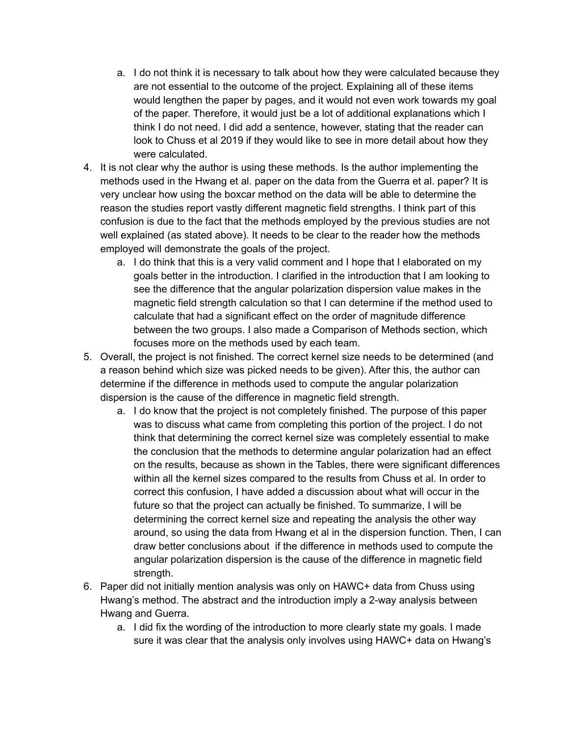a. I do not think it is necessary to talk about how they were calculated because they are not essential to the outcome of the project. Explaining all of these items would lengthen the paper by pages, and it would not even work towards my goal of the paper. Therefore, it would just be a lot of additional explanations which I think I do not need. I did add a sentence, however, stating that the reader can look to Chuss et al 2019 if they would like to see in more detail about how they were calculated.

4. It is not clear why the author is using these methods. Is the author implementing the methods used in the Hwang et al. paper on the data from the Guerra et al. paper? It is very unclear how using the boxcar method on the data will be able to determine the reason the studies report vastly different magnetic field strengths. I think part of this confusion is due to the fact that the methods employed by the previous studies are not well explained (as stated above). It needs to be clear to the reader how the methods employed will demonstrate the goals of the project.
   a. I do think that this is a very valid comment and I hope that I elaborated on my goals better in the introduction. I clarified in the introduction that I am looking to see the difference that the angular polarization dispersion value makes in the magnetic field strength calculation so that I can determine if the method used to calculate that had a significant effect on the order of magnitude difference between the two groups. I also made a Comparison of Methods section, which focuses more on the methods used by each team.
5. Overall, the project is not finished. The correct kernel size needs to be determined (and a reason behind which size was picked needs to be given). After this, the author can determine if the difference in methods used to compute the angular polarization dispersion is the cause of the difference in magnetic field strength.
   a. I do know that the project is not completely finished. The purpose of this paper was to discuss what came from completing this portion of the project. I do not think that determining the correct kernel size was completely essential to make the conclusion that the methods to determine angular polarization had an effect on the results, because as shown in the Tables, there were significant differences within all the kernel sizes compared to the results from Chuss et al. In order to correct this confusion, I have added a discussion about what will occur in the future so that the project can actually be finished. To summarize, I will be determining the correct kernel size and repeating the analysis the other way around, so using the data from Hwang et al in the dispersion function. Then, I can draw better conclusions about if the difference in methods used to compute the angular polarization dispersion is the cause of the difference in magnetic field strength.
6. Paper did not initially mention analysis was only on HAWC+ data from Chuss using Hwang's method. The abstract and the introduction imply a 2-way analysis between Hwang and Guerra.
   a. I did fix the wording of the introduction to more clearly state my goals. I made sure it was clear that the analysis only involves using HAWC+ data on Hwang's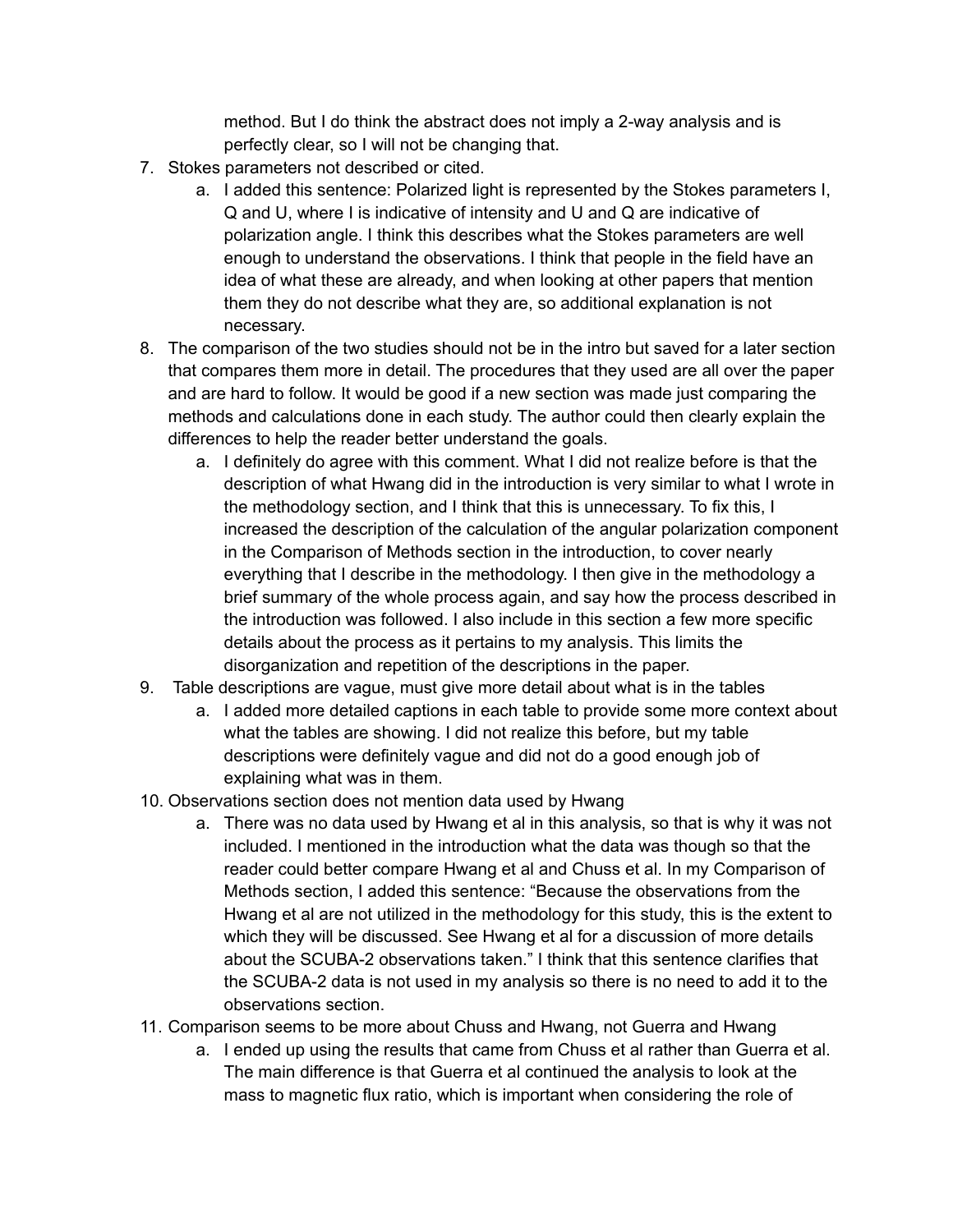method. But I do think the abstract does not imply a 2-way analysis and is perfectly clear, so I will not be changing that.

7. Stokes parameters not described or cited.
   a. I added this sentence: Polarized light is represented by the Stokes parameters I, Q and U, where I is indicative of intensity and U and Q are indicative of polarization angle. I think this describes what the Stokes parameters are well enough to understand the observations. I think that people in the field have an idea of what these are already, and when looking at other papers that mention them they do not describe what they are, so additional explanation is not necessary.
8. The comparison of the two studies should not be in the intro but saved for a later section that compares them more in detail. The procedures that they used are all over the paper and are hard to follow. It would be good if a new section was made just comparing the methods and calculations done in each study. The author could then clearly explain the differences to help the reader better understand the goals.
   a. I definitely do agree with this comment. What I did not realize before is that the description of what Hwang did in the introduction is very similar to what I wrote in the methodology section, and I think that this is unnecessary. To fix this, I increased the description of the calculation of the angular polarization component in the Comparison of Methods section in the introduction, to cover nearly everything that I describe in the methodology. I then give in the methodology a brief summary of the whole process again, and say how the process described in the introduction was followed. I also include in this section a few more specific details about the process as it pertains to my analysis. This limits the disorganization and repetition of the descriptions in the paper.
9. Table descriptions are vague, must give more detail about what is in the tables
   a. I added more detailed captions in each table to provide some more context about what the tables are showing. I did not realize this before, but my table descriptions were definitely vague and did not do a good enough job of explaining what was in them.
10. Observations section does not mention data used by Hwang
    a. There was no data used by Hwang et al in this analysis, so that is why it was not included. I mentioned in the introduction what the data was though so that the reader could better compare Hwang et al and Chuss et al. In my Comparison of Methods section, I added this sentence: "Because the observations from the Hwang et al are not utilized in the methodology for this study, this is the extent to which they will be discussed. See Hwang et al for a discussion of more details about the SCUBA-2 observations taken." I think that this sentence clarifies that the SCUBA-2 data is not used in my analysis so there is no need to add it to the observations section.
11. Comparison seems to be more about Chuss and Hwang, not Guerra and Hwang
    a. I ended up using the results that came from Chuss et al rather than Guerra et al. The main difference is that Guerra et al continued the analysis to look at the mass to magnetic flux ratio, which is important when considering the role of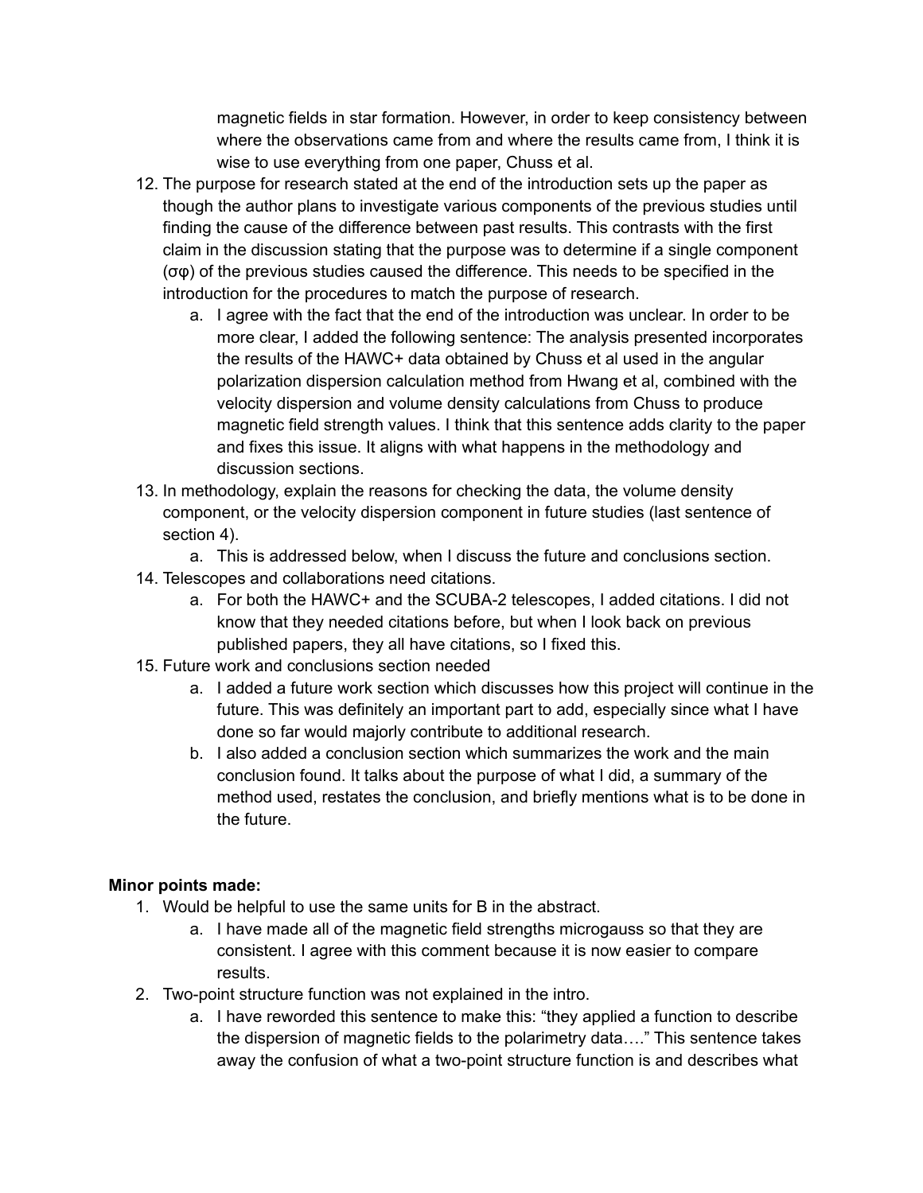magnetic fields in star formation. However, in order to keep consistency between where the observations came from and where the results came from, I think it is wise to use everything from one paper, Chuss et al.

12. The purpose for research stated at the end of the introduction sets up the paper as though the author plans to investigate various components of the previous studies until finding the cause of the difference between past results. This contrasts with the first claim in the discussion stating that the purpose was to determine if a single component ($\sigma\varphi$) of the previous studies caused the difference. This needs to be specified in the introduction for the procedures to match the purpose of research.
    a. I agree with the fact that the end of the introduction was unclear. In order to be more clear, I added the following sentence: The analysis presented incorporates the results of the HAWC+ data obtained by Chuss et al used in the angular polarization dispersion calculation method from Hwang et al, combined with the velocity dispersion and volume density calculations from Chuss to produce magnetic field strength values. I think that this sentence adds clarity to the paper and fixes this issue. It aligns with what happens in the methodology and discussion sections.
13. In methodology, explain the reasons for checking the data, the volume density component, or the velocity dispersion component in future studies (last sentence of section 4).
    a. This is addressed below, when I discuss the future and conclusions section.
14. Telescopes and collaborations need citations.
    a. For both the HAWC+ and the SCUBA-2 telescopes, I added citations. I did not know that they needed citations before, but when I look back on previous published papers, they all have citations, so I fixed this.
15. Future work and conclusions section needed
    a. I added a future work section which discusses how this project will continue in the future. This was definitely an important part to add, especially since what I have done so far would majorly contribute to additional research.
    b. I also added a conclusion section which summarizes the work and the main conclusion found. It talks about the purpose of what I did, a summary of the method used, restates the conclusion, and briefly mentions what is to be done in the future.

**Minor points made:**

1. Would be helpful to use the same units for B in the abstract.
    a. I have made all of the magnetic field strengths microgauss so that they are consistent. I agree with this comment because it is now easier to compare results.
2. Two-point structure function was not explained in the intro.
    a. I have reworded this sentence to make this: "they applied a function to describe the dispersion of magnetic fields to the polarimetry data…." This sentence takes away the confusion of what a two-point structure function is and describes what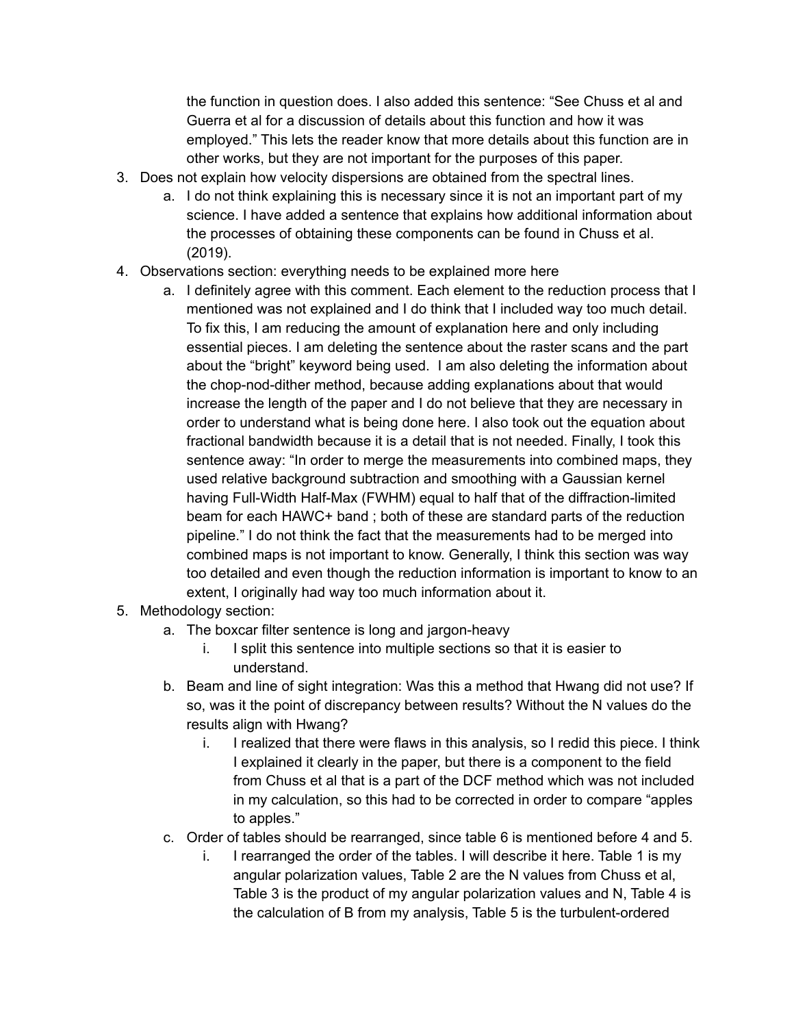the function in question does. I also added this sentence: "See Chuss et al and Guerra et al for a discussion of details about this function and how it was employed." This lets the reader know that more details about this function are in other works, but they are not important for the purposes of this paper.

3. Does not explain how velocity dispersions are obtained from the spectral lines.
    a. I do not think explaining this is necessary since it is not an important part of my science. I have added a sentence that explains how additional information about the processes of obtaining these components can be found in Chuss et al. (2019).
4. Observations section: everything needs to be explained more here
    a. I definitely agree with this comment. Each element to the reduction process that I mentioned was not explained and I do think that I included way too much detail. To fix this, I am reducing the amount of explanation here and only including essential pieces. I am deleting the sentence about the raster scans and the part about the "bright" keyword being used. I am also deleting the information about the chop-nod-dither method, because adding explanations about that would increase the length of the paper and I do not believe that they are necessary in order to understand what is being done here. I also took out the equation about fractional bandwidth because it is a detail that is not needed. Finally, I took this sentence away: "In order to merge the measurements into combined maps, they used relative background subtraction and smoothing with a Gaussian kernel having Full-Width Half-Max (FWHM) equal to half that of the diffraction-limited beam for each HAWC+ band ; both of these are standard parts of the reduction pipeline." I do not think the fact that the measurements had to be merged into combined maps is not important to know. Generally, I think this section was way too detailed and even though the reduction information is important to know to an extent, I originally had way too much information about it.
5. Methodology section:
    a. The boxcar filter sentence is long and jargon-heavy
        i. I split this sentence into multiple sections so that it is easier to understand.
    b. Beam and line of sight integration: Was this a method that Hwang did not use? If so, was it the point of discrepancy between results? Without the N values do the results align with Hwang?
        i. I realized that there were flaws in this analysis, so I redid this piece. I think I explained it clearly in the paper, but there is a component to the field from Chuss et al that is a part of the DCF method which was not included in my calculation, so this had to be corrected in order to compare "apples to apples."
    c. Order of tables should be rearranged, since table 6 is mentioned before 4 and 5.
        i. I rearranged the order of the tables. I will describe it here. Table 1 is my angular polarization values, Table 2 are the N values from Chuss et al, Table 3 is the product of my angular polarization values and N, Table 4 is the calculation of B from my analysis, Table 5 is the turbulent-ordered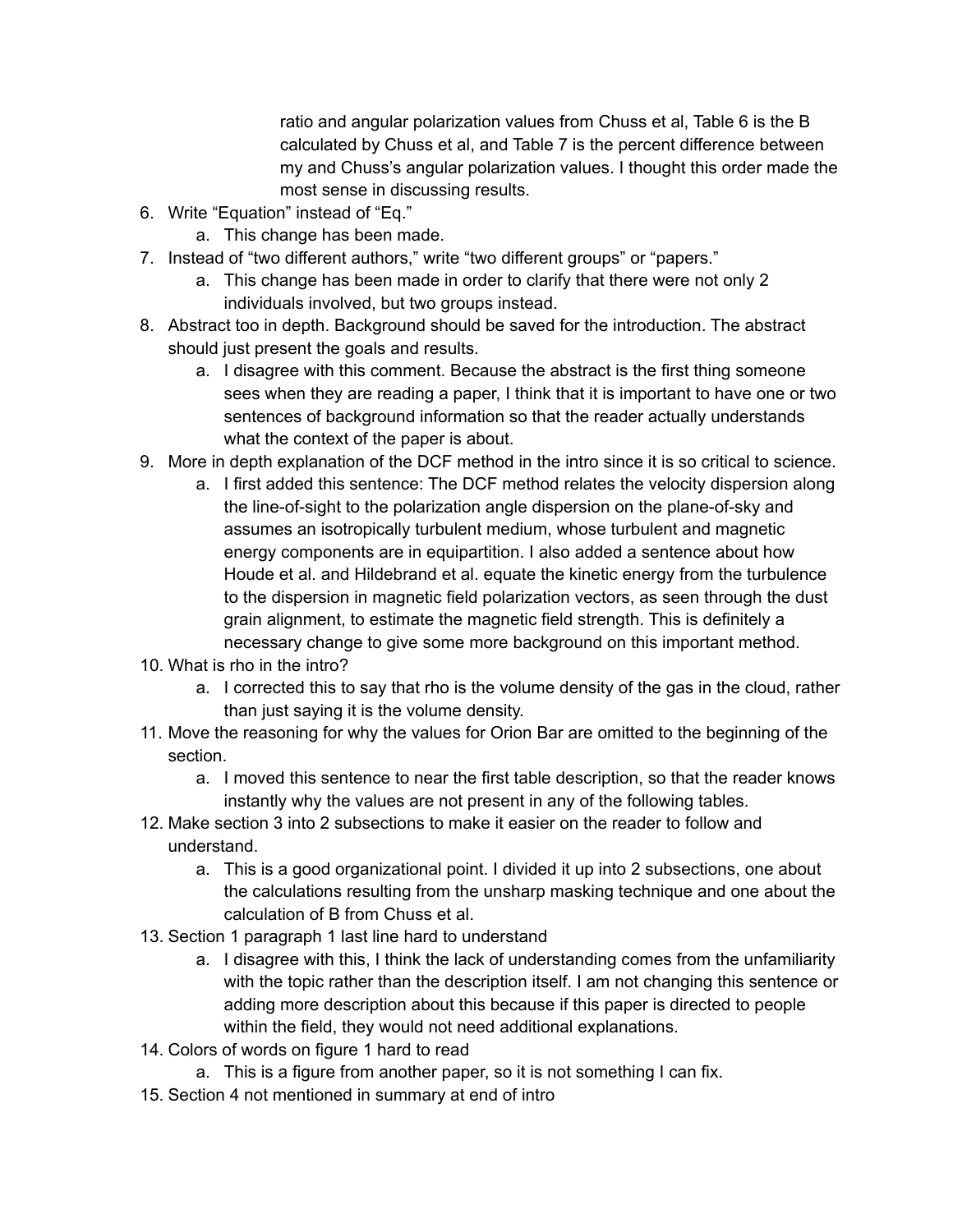ratio and angular polarization values from Chuss et al, Table 6 is the B calculated by Chuss et al, and Table 7 is the percent difference between my and Chuss's angular polarization values. I thought this order made the most sense in discussing results.

6. Write "Equation" instead of "Eq."
   a. This change has been made.
7. Instead of "two different authors," write "two different groups" or "papers."
   a. This change has been made in order to clarify that there were not only 2 individuals involved, but two groups instead.
8. Abstract too in depth. Background should be saved for the introduction. The abstract should just present the goals and results.
   a. I disagree with this comment. Because the abstract is the first thing someone sees when they are reading a paper, I think that it is important to have one or two sentences of background information so that the reader actually understands what the context of the paper is about.
9. More in depth explanation of the DCF method in the intro since it is so critical to science.
   a. I first added this sentence: The DCF method relates the velocity dispersion along the line-of-sight to the polarization angle dispersion on the plane-of-sky and assumes an isotropically turbulent medium, whose turbulent and magnetic energy components are in equipartition. I also added a sentence about how Houde et al. and Hildebrand et al. equate the kinetic energy from the turbulence to the dispersion in magnetic field polarization vectors, as seen through the dust grain alignment, to estimate the magnetic field strength. This is definitely a necessary change to give some more background on this important method.
10. What is rho in the intro?
    a. I corrected this to say that rho is the volume density of the gas in the cloud, rather than just saying it is the volume density.
11. Move the reasoning for why the values for Orion Bar are omitted to the beginning of the section.
    a. I moved this sentence to near the first table description, so that the reader knows instantly why the values are not present in any of the following tables.
12. Make section 3 into 2 subsections to make it easier on the reader to follow and understand.
    a. This is a good organizational point. I divided it up into 2 subsections, one about the calculations resulting from the unsharp masking technique and one about the calculation of B from Chuss et al.
13. Section 1 paragraph 1 last line hard to understand
    a. I disagree with this, I think the lack of understanding comes from the unfamiliarity with the topic rather than the description itself. I am not changing this sentence or adding more description about this because if this paper is directed to people within the field, they would not need additional explanations.
14. Colors of words on figure 1 hard to read
    a. This is a figure from another paper, so it is not something I can fix.
15. Section 4 not mentioned in summary at end of intro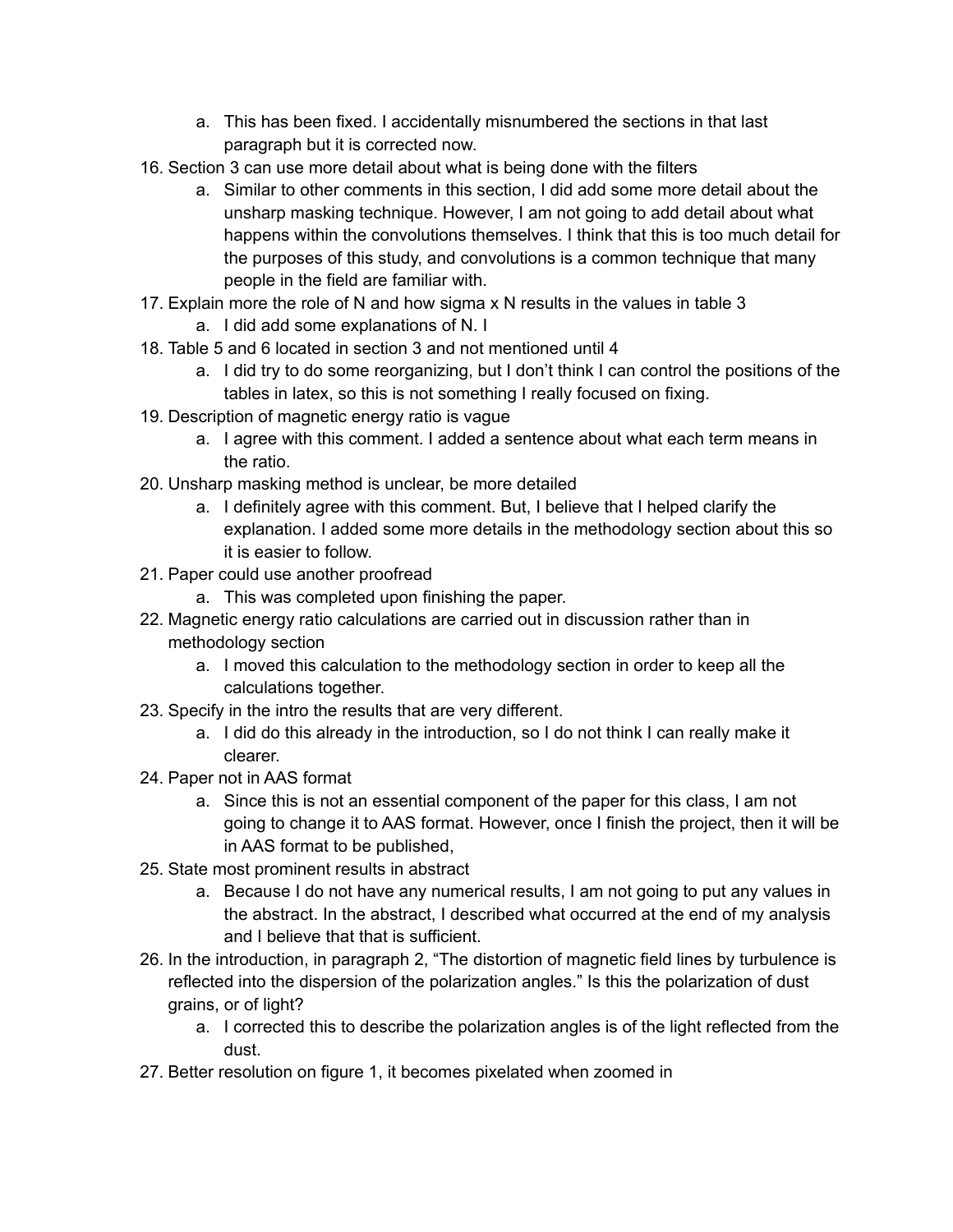a. This has been fixed. I accidentally misnumbered the sections in that last paragraph but it is corrected now.

16. Section 3 can use more detail about what is being done with the filters
    a. Similar to other comments in this section, I did add some more detail about the unsharp masking technique. However, I am not going to add detail about what happens within the convolutions themselves. I think that this is too much detail for the purposes of this study, and convolutions is a common technique that many people in the field are familiar with.
17. Explain more the role of N and how sigma x N results in the values in table 3
    a. I did add some explanations of N. I
18. Table 5 and 6 located in section 3 and not mentioned until 4
    a. I did try to do some reorganizing, but I don't think I can control the positions of the tables in latex, so this is not something I really focused on fixing.
19. Description of magnetic energy ratio is vague
    a. I agree with this comment. I added a sentence about what each term means in the ratio.
20. Unsharp masking method is unclear, be more detailed
    a. I definitely agree with this comment. But, I believe that I helped clarify the explanation. I added some more details in the methodology section about this so it is easier to follow.
21. Paper could use another proofread
    a. This was completed upon finishing the paper.
22. Magnetic energy ratio calculations are carried out in discussion rather than in methodology section
    a. I moved this calculation to the methodology section in order to keep all the calculations together.
23. Specify in the intro the results that are very different.
    a. I did do this already in the introduction, so I do not think I can really make it clearer.
24. Paper not in AAS format
    a. Since this is not an essential component of the paper for this class, I am not going to change it to AAS format. However, once I finish the project, then it will be in AAS format to be published,
25. State most prominent results in abstract
    a. Because I do not have any numerical results, I am not going to put any values in the abstract. In the abstract, I described what occurred at the end of my analysis and I believe that that is sufficient.
26. In the introduction, in paragraph 2, "The distortion of magnetic field lines by turbulence is reflected into the dispersion of the polarization angles." Is this the polarization of dust grains, or of light?
    a. I corrected this to describe the polarization angles is of the light reflected from the dust.
27. Better resolution on figure 1, it becomes pixelated when zoomed in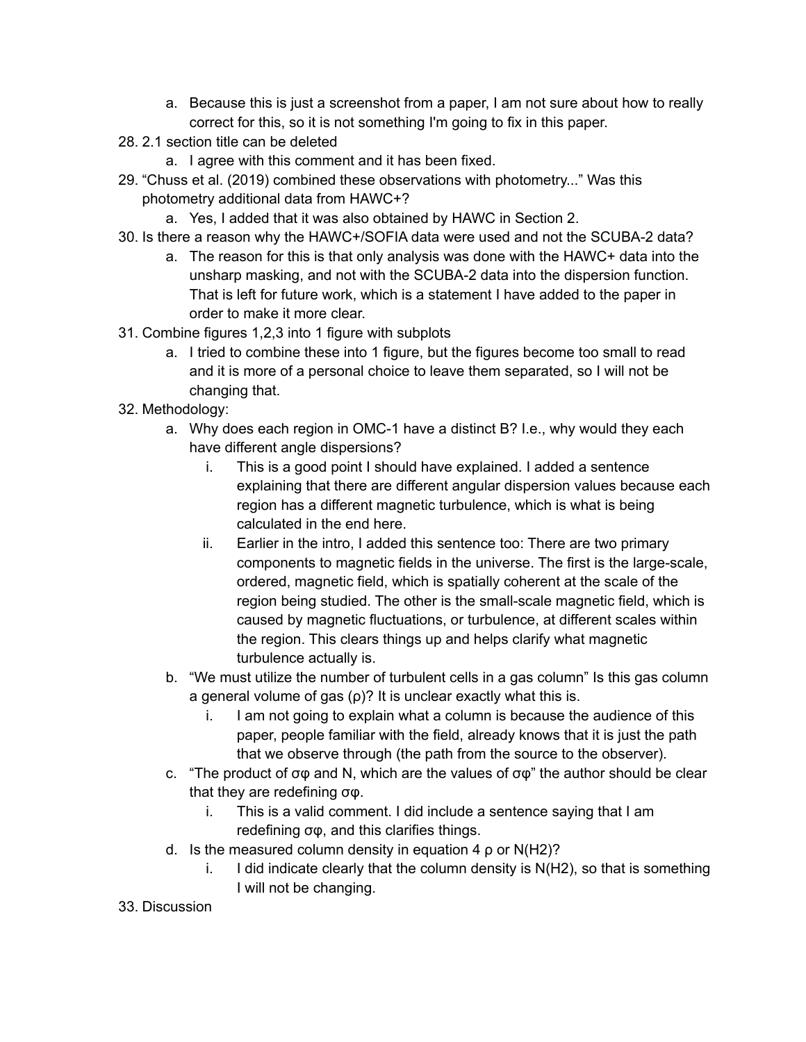a. Because this is just a screenshot from a paper, I am not sure about how to really correct for this, so it is not something I'm going to fix in this paper.

28. 2.1 section title can be deleted
    a. I agree with this comment and it has been fixed.
29. "Chuss et al. (2019) combined these observations with photometry..." Was this photometry additional data from HAWC+?
    a. Yes, I added that it was also obtained by HAWC in Section 2.
30. Is there a reason why the HAWC+/SOFIA data were used and not the SCUBA-2 data?
    a. The reason for this is that only analysis was done with the HAWC+ data into the unsharp masking, and not with the SCUBA-2 data into the dispersion function. That is left for future work, which is a statement I have added to the paper in order to make it more clear.
31. Combine figures 1,2,3 into 1 figure with subplots
    a. I tried to combine these into 1 figure, but the figures become too small to read and it is more of a personal choice to leave them separated, so I will not be changing that.
32. Methodology:
    a. Why does each region in OMC-1 have a distinct B? I.e., why would they each have different angle dispersions?
       i. This is a good point I should have explained. I added a sentence explaining that there are different angular dispersion values because each region has a different magnetic turbulence, which is what is being calculated in the end here.
       ii. Earlier in the intro, I added this sentence too: There are two primary components to magnetic fields in the universe. The first is the large-scale, ordered, magnetic field, which is spatially coherent at the scale of the region being studied. The other is the small-scale magnetic field, which is caused by magnetic fluctuations, or turbulence, at different scales within the region. This clears things up and helps clarify what magnetic turbulence actually is.
    b. "We must utilize the number of turbulent cells in a gas column" Is this gas column a general volume of gas ($\rho$)? It is unclear exactly what this is.
       i. I am not going to explain what a column is because the audience of this paper, people familiar with the field, already knows that it is just the path that we observe through (the path from the source to the observer).
    c. "The product of $\sigma_\varphi$ and N, which are the values of $\sigma_\varphi$" the author should be clear that they are redefining $\sigma_\varphi$.
       i. This is a valid comment. I did include a sentence saying that I am redefining $\sigma_\varphi$, and this clarifies things.
    d. Is the measured column density in equation 4 $\rho$ or $N(H_2)$?
       i. I did indicate clearly that the column density is $N(H_2)$, so that is something I will not be changing.
33. Discussion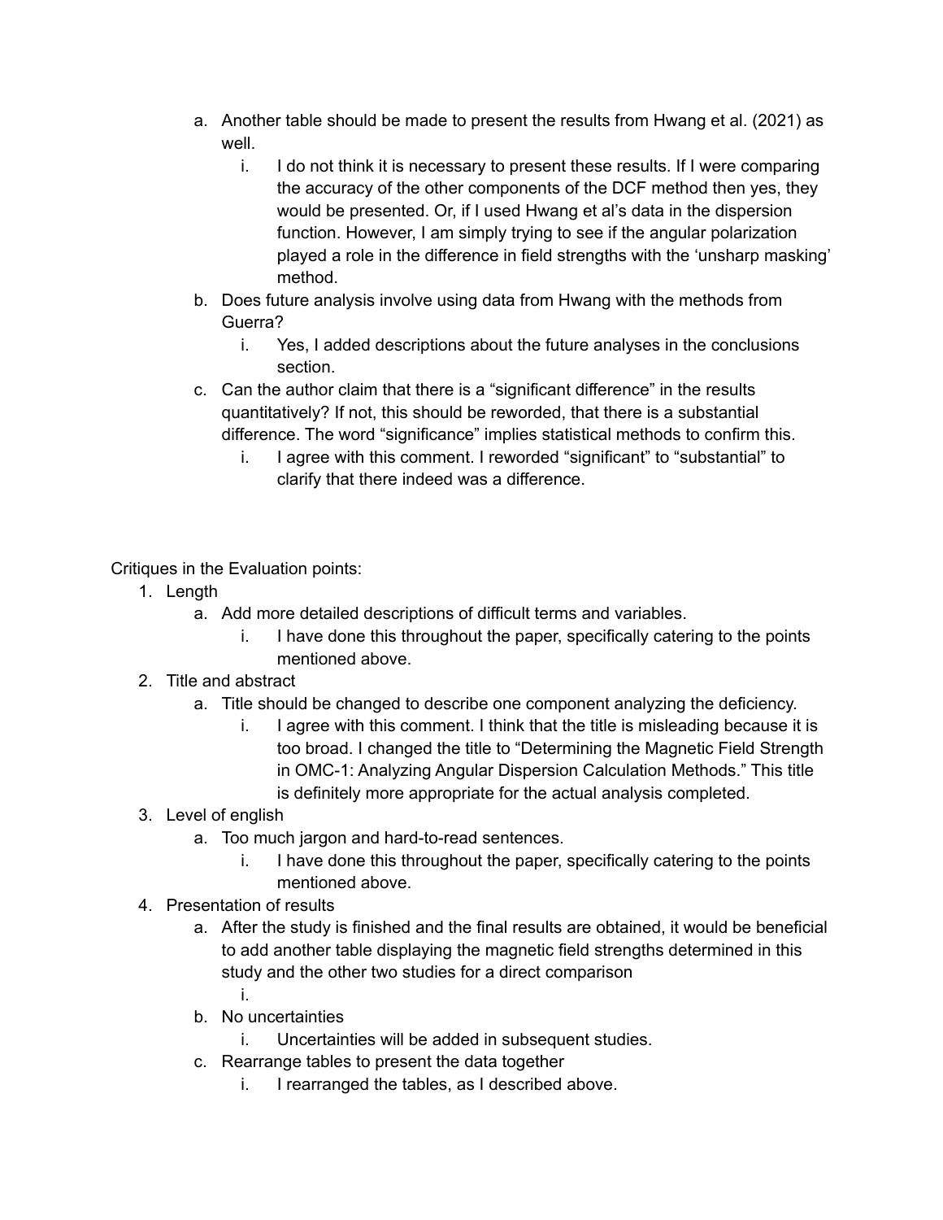a. Another table should be made to present the results from Hwang et al. (2021) as well.
    i. I do not think it is necessary to present these results. If I were comparing the accuracy of the other components of the DCF method then yes, they would be presented. Or, if I used Hwang et al's data in the dispersion function. However, I am simply trying to see if the angular polarization played a role in the difference in field strengths with the 'unsharp masking' method.

b. Does future analysis involve using data from Hwang with the methods from Guerra?
    i. Yes, I added descriptions about the future analyses in the conclusions section.

c. Can the author claim that there is a "significant difference" in the results quantitatively? If not, this should be reworded, that there is a substantial difference. The word "significance" implies statistical methods to confirm this.
    i. I agree with this comment. I reworded "significant" to "substantial" to clarify that there indeed was a difference.

Critiques in the Evaluation points:

1. Length
    a. Add more detailed descriptions of difficult terms and variables.
        i. I have done this throughout the paper, specifically catering to the points mentioned above.
2. Title and abstract
    a. Title should be changed to describe one component analyzing the deficiency.
        i. I agree with this comment. I think that the title is misleading because it is too broad. I changed the title to "Determining the Magnetic Field Strength in OMC-1: Analyzing Angular Dispersion Calculation Methods." This title is definitely more appropriate for the actual analysis completed.
3. Level of english
    a. Too much jargon and hard-to-read sentences.
        i. I have done this throughout the paper, specifically catering to the points mentioned above.
4. Presentation of results
    a. After the study is finished and the final results are obtained, it would be beneficial to add another table displaying the magnetic field strengths determined in this study and the other two studies for a direct comparison
        i.
    b. No uncertainties
        i. Uncertainties will be added in subsequent studies.
    c. Rearrange tables to present the data together
        i. I rearranged the tables, as I described above.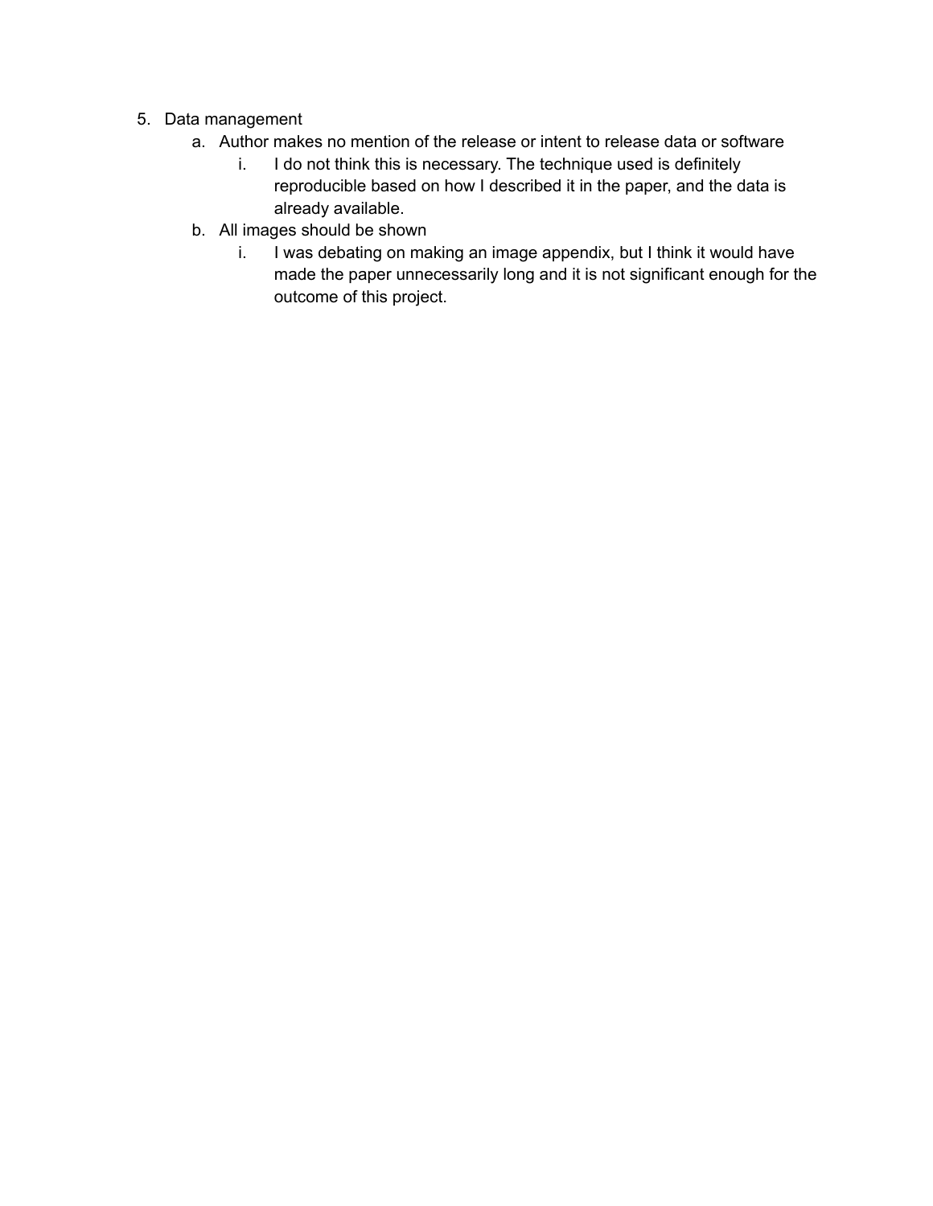5. Data management
    a. Author makes no mention of the release or intent to release data or software
        i. I do not think this is necessary. The technique used is definitely reproducible based on how I described it in the paper, and the data is already available.
    b. All images should be shown
        i. I was debating on making an image appendix, but I think it would have made the paper unnecessarily long and it is not significant enough for the outcome of this project.